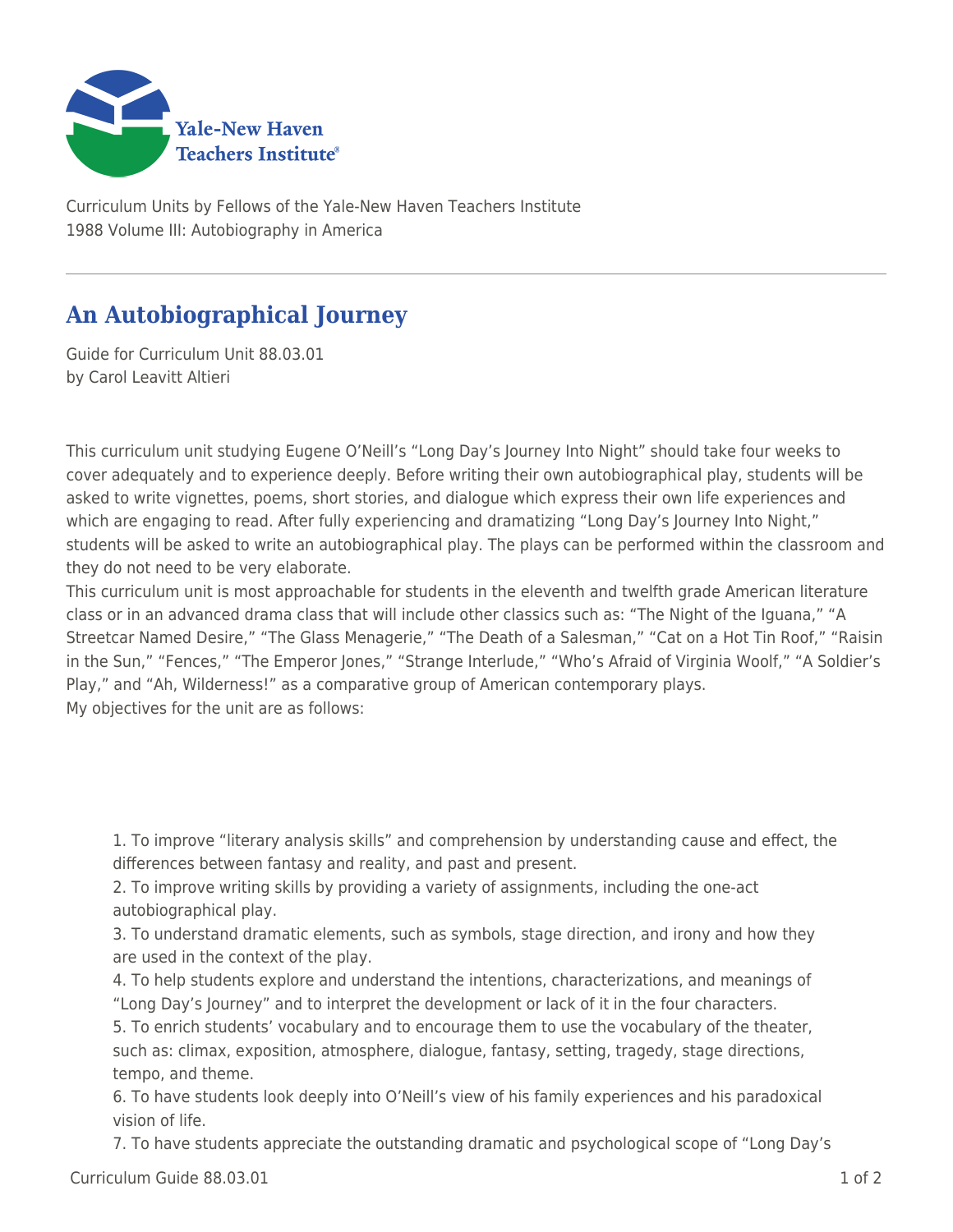Curriculum Units by Fellows of the Yale-New Haven Teachers Institute
1988 Volume III: Autobiography in America

# An Autobiographical Journey

Guide for Curriculum Unit 88.03.01
by Carol Leavitt Altieri

This curriculum unit studying Eugene O'Neill's "Long Day's Journey Into Night" should take four weeks to cover adequately and to experience deeply. Before writing their own autobiographical play, students will be asked to write vignettes, poems, short stories, and dialogue which express their own life experiences and which are engaging to read. After fully experiencing and dramatizing "Long Day's Journey Into Night," students will be asked to write an autobiographical play. The plays can be performed within the classroom and they do not need to be very elaborate.

This curriculum unit is most approachable for students in the eleventh and twelfth grade American literature class or in an advanced drama class that will include other classics such as: "The Night of the Iguana," "A Streetcar Named Desire," "The Glass Menagerie," "The Death of a Salesman," "Cat on a Hot Tin Roof," "Raisin in the Sun," "Fences," "The Emperor Jones," "Strange Interlude," "Who's Afraid of Virginia Woolf," "A Soldier's Play," and "Ah, Wilderness!" as a comparative group of American contemporary plays.

My objectives for the unit are as follows:

1. To improve "literary analysis skills" and comprehension by understanding cause and effect, the differences between fantasy and reality, and past and present.
2. To improve writing skills by providing a variety of assignments, including the one-act autobiographical play.
3. To understand dramatic elements, such as symbols, stage direction, and irony and how they are used in the context of the play.
4. To help students explore and understand the intentions, characterizations, and meanings of "Long Day's Journey" and to interpret the development or lack of it in the four characters.
5. To enrich students' vocabulary and to encourage them to use the vocabulary of the theater, such as: climax, exposition, atmosphere, dialogue, fantasy, setting, tragedy, stage directions, tempo, and theme.
6. To have students look deeply into O'Neill's view of his family experiences and his paradoxical vision of life.
7. To have students appreciate the outstanding dramatic and psychological scope of "Long Day's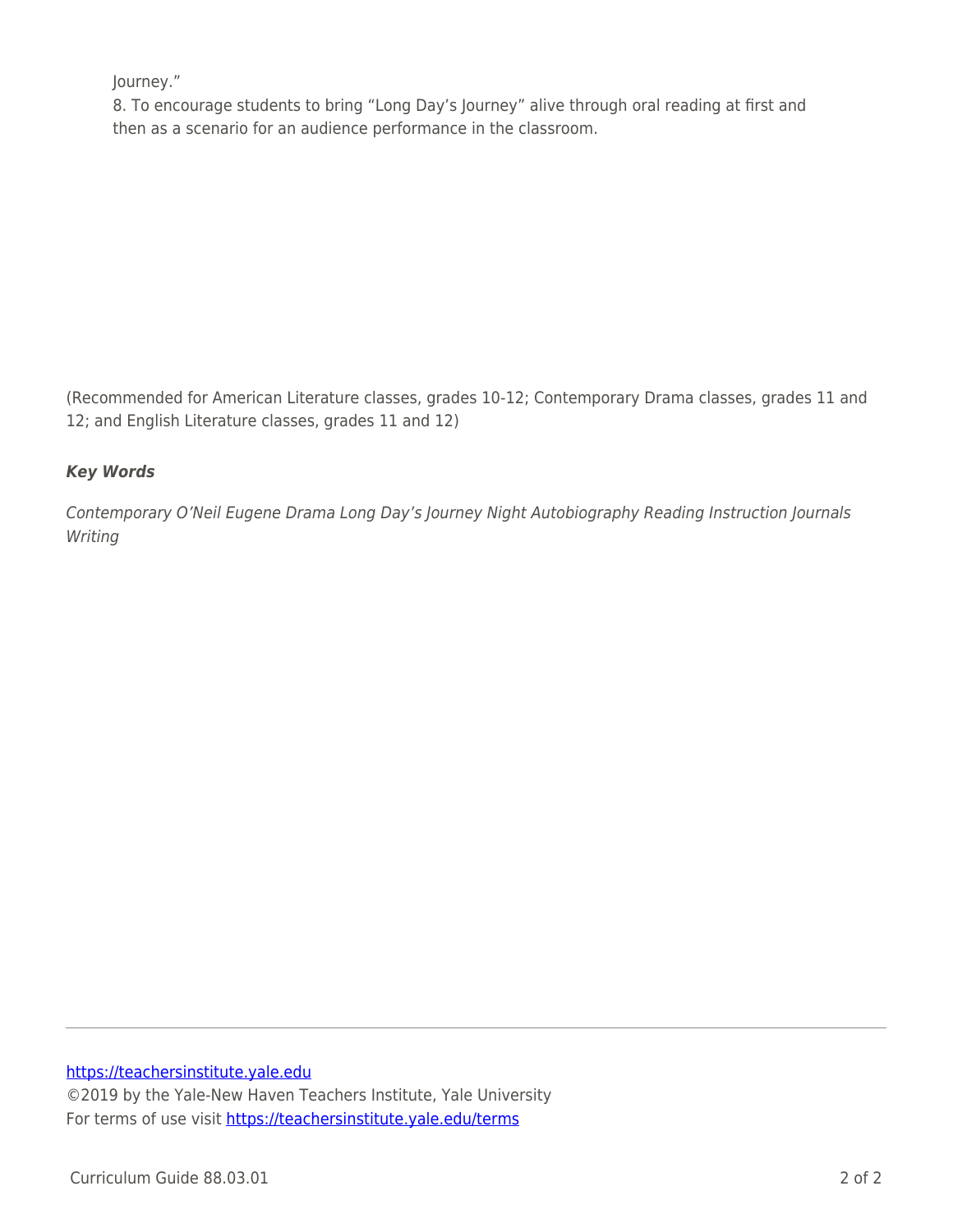Journey."

8. To encourage students to bring "Long Day's Journey" alive through oral reading at first and then as a scenario for an audience performance in the classroom.

(Recommended for American Literature classes, grades 10-12; Contemporary Drama classes, grades 11 and 12; and English Literature classes, grades 11 and 12)

***Key Words***

*Contemporary O'Neil Eugene Drama Long Day's Journey Night Autobiography Reading Instruction Journals Writing*

https://teachersinstitute.yale.edu
©2019 by the Yale-New Haven Teachers Institute, Yale University
For terms of use visit https://teachersinstitute.yale.edu/terms

Curriculum Guide 88.03.01